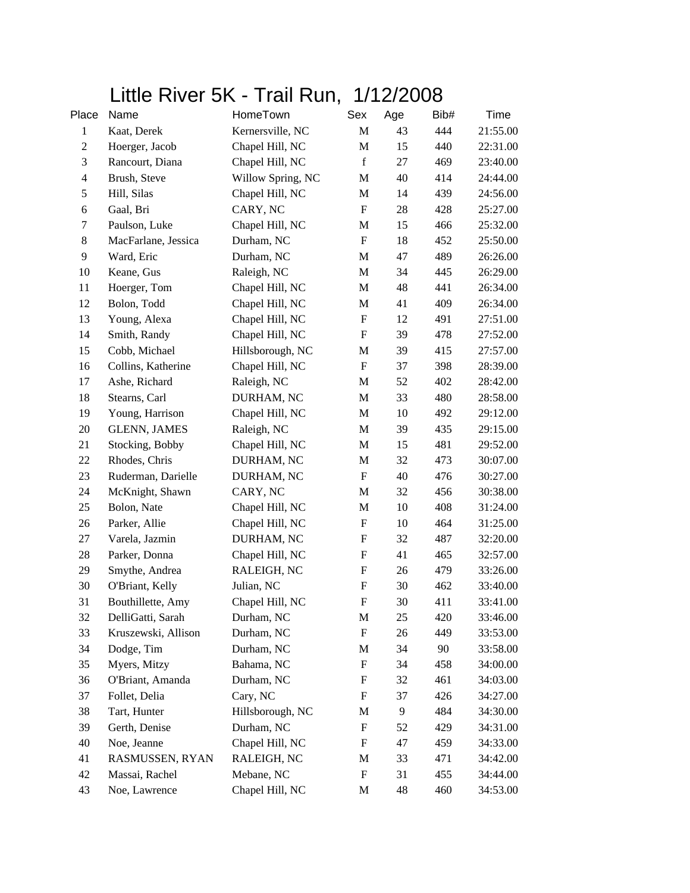# Little River 5K - Trail Run, 1/12/2008

| Place | Name | HomeTown | Sex | Age | Bib# | Time |
|---|---|---|---|---|---|---|
| 1 | Kaat, Derek | Kernersville, NC | M | 43 | 444 | 21:55.00 |
| 2 | Hoerger, Jacob | Chapel Hill, NC | M | 15 | 440 | 22:31.00 |
| 3 | Rancourt, Diana | Chapel Hill, NC | f | 27 | 469 | 23:40.00 |
| 4 | Brush, Steve | Willow Spring, NC | M | 40 | 414 | 24:44.00 |
| 5 | Hill, Silas | Chapel Hill, NC | M | 14 | 439 | 24:56.00 |
| 6 | Gaal, Bri | CARY, NC | F | 28 | 428 | 25:27.00 |
| 7 | Paulson, Luke | Chapel Hill, NC | M | 15 | 466 | 25:32.00 |
| 8 | MacFarlane, Jessica | Durham, NC | F | 18 | 452 | 25:50.00 |
| 9 | Ward, Eric | Durham, NC | M | 47 | 489 | 26:26.00 |
| 10 | Keane, Gus | Raleigh, NC | M | 34 | 445 | 26:29.00 |
| 11 | Hoerger, Tom | Chapel Hill, NC | M | 48 | 441 | 26:34.00 |
| 12 | Bolon, Todd | Chapel Hill, NC | M | 41 | 409 | 26:34.00 |
| 13 | Young, Alexa | Chapel Hill, NC | F | 12 | 491 | 27:51.00 |
| 14 | Smith, Randy | Chapel Hill, NC | F | 39 | 478 | 27:52.00 |
| 15 | Cobb, Michael | Hillsborough, NC | M | 39 | 415 | 27:57.00 |
| 16 | Collins, Katherine | Chapel Hill, NC | F | 37 | 398 | 28:39.00 |
| 17 | Ashe, Richard | Raleigh, NC | M | 52 | 402 | 28:42.00 |
| 18 | Stearns, Carl | DURHAM, NC | M | 33 | 480 | 28:58.00 |
| 19 | Young, Harrison | Chapel Hill, NC | M | 10 | 492 | 29:12.00 |
| 20 | GLENN, JAMES | Raleigh, NC | M | 39 | 435 | 29:15.00 |
| 21 | Stocking, Bobby | Chapel Hill, NC | M | 15 | 481 | 29:52.00 |
| 22 | Rhodes, Chris | DURHAM, NC | M | 32 | 473 | 30:07.00 |
| 23 | Ruderman, Darielle | DURHAM, NC | F | 40 | 476 | 30:27.00 |
| 24 | McKnight, Shawn | CARY, NC | M | 32 | 456 | 30:38.00 |
| 25 | Bolon, Nate | Chapel Hill, NC | M | 10 | 408 | 31:24.00 |
| 26 | Parker, Allie | Chapel Hill, NC | F | 10 | 464 | 31:25.00 |
| 27 | Varela, Jazmin | DURHAM, NC | F | 32 | 487 | 32:20.00 |
| 28 | Parker, Donna | Chapel Hill, NC | F | 41 | 465 | 32:57.00 |
| 29 | Smythe, Andrea | RALEIGH, NC | F | 26 | 479 | 33:26.00 |
| 30 | O'Briant, Kelly | Julian, NC | F | 30 | 462 | 33:40.00 |
| 31 | Bouthillette, Amy | Chapel Hill, NC | F | 30 | 411 | 33:41.00 |
| 32 | DelliGatti, Sarah | Durham, NC | M | 25 | 420 | 33:46.00 |
| 33 | Kruszewski, Allison | Durham, NC | F | 26 | 449 | 33:53.00 |
| 34 | Dodge, Tim | Durham, NC | M | 34 | 90 | 33:58.00 |
| 35 | Myers, Mitzy | Bahama, NC | F | 34 | 458 | 34:00.00 |
| 36 | O'Briant, Amanda | Durham, NC | F | 32 | 461 | 34:03.00 |
| 37 | Follet, Delia | Cary, NC | F | 37 | 426 | 34:27.00 |
| 38 | Tart, Hunter | Hillsborough, NC | M | 9 | 484 | 34:30.00 |
| 39 | Gerth, Denise | Durham, NC | F | 52 | 429 | 34:31.00 |
| 40 | Noe, Jeanne | Chapel Hill, NC | F | 47 | 459 | 34:33.00 |
| 41 | RASMUSSEN, RYAN | RALEIGH, NC | M | 33 | 471 | 34:42.00 |
| 42 | Massai, Rachel | Mebane, NC | F | 31 | 455 | 34:44.00 |
| 43 | Noe, Lawrence | Chapel Hill, NC | M | 48 | 460 | 34:53.00 |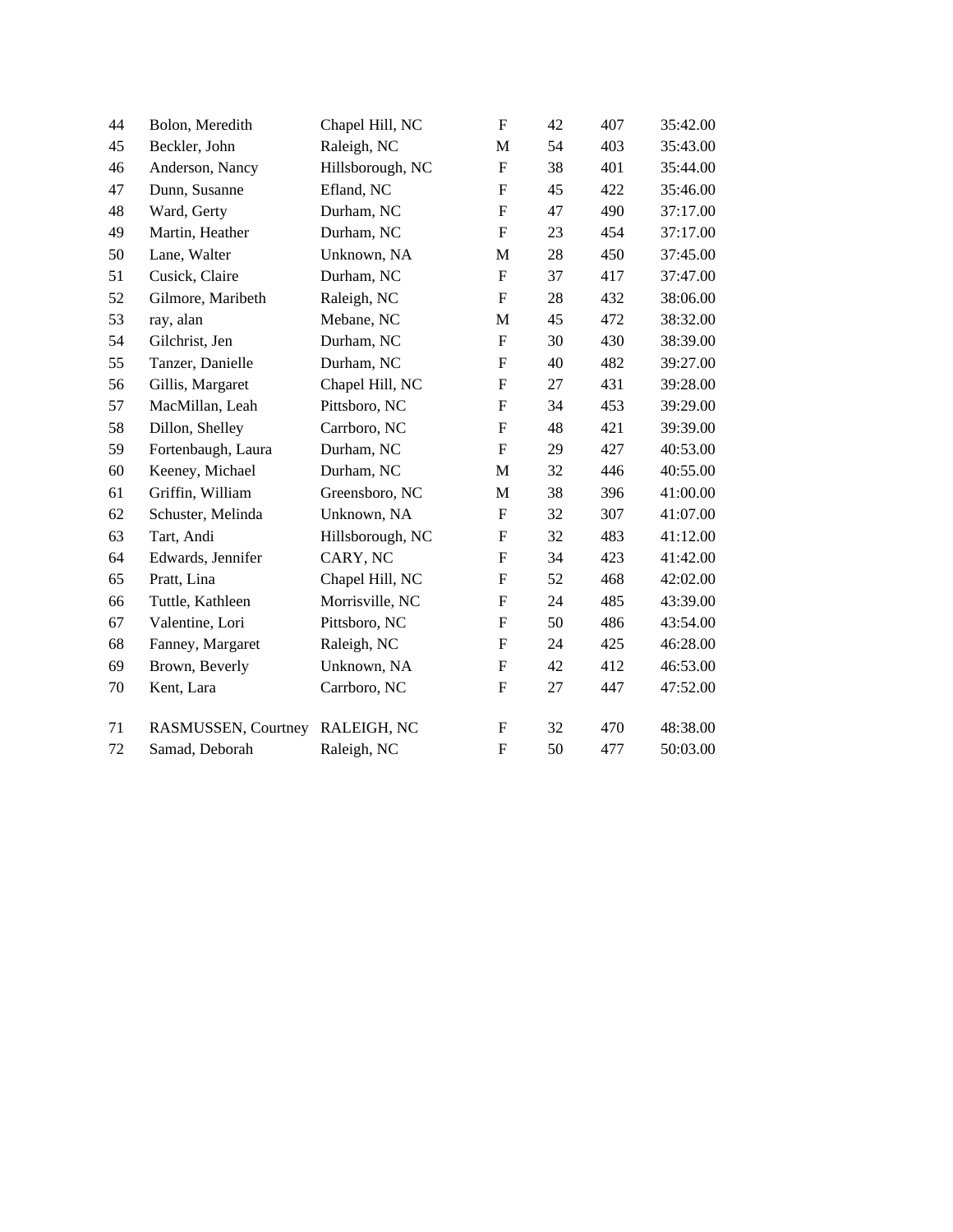| | | | | | | |
|---|---|---|---|---|---|---|
| 44 | Bolon, Meredith | Chapel Hill, NC | F | 42 | 407 | 35:42.00 |
| 45 | Beckler, John | Raleigh, NC | M | 54 | 403 | 35:43.00 |
| 46 | Anderson, Nancy | Hillsborough, NC | F | 38 | 401 | 35:44.00 |
| 47 | Dunn, Susanne | Efland, NC | F | 45 | 422 | 35:46.00 |
| 48 | Ward, Gerty | Durham, NC | F | 47 | 490 | 37:17.00 |
| 49 | Martin, Heather | Durham, NC | F | 23 | 454 | 37:17.00 |
| 50 | Lane, Walter | Unknown, NA | M | 28 | 450 | 37:45.00 |
| 51 | Cusick, Claire | Durham, NC | F | 37 | 417 | 37:47.00 |
| 52 | Gilmore, Maribeth | Raleigh, NC | F | 28 | 432 | 38:06.00 |
| 53 | ray, alan | Mebane, NC | M | 45 | 472 | 38:32.00 |
| 54 | Gilchrist, Jen | Durham, NC | F | 30 | 430 | 38:39.00 |
| 55 | Tanzer, Danielle | Durham, NC | F | 40 | 482 | 39:27.00 |
| 56 | Gillis, Margaret | Chapel Hill, NC | F | 27 | 431 | 39:28.00 |
| 57 | MacMillan, Leah | Pittsboro, NC | F | 34 | 453 | 39:29.00 |
| 58 | Dillon, Shelley | Carrboro, NC | F | 48 | 421 | 39:39.00 |
| 59 | Fortenbaugh, Laura | Durham, NC | F | 29 | 427 | 40:53.00 |
| 60 | Keeney, Michael | Durham, NC | M | 32 | 446 | 40:55.00 |
| 61 | Griffin, William | Greensboro, NC | M | 38 | 396 | 41:00.00 |
| 62 | Schuster, Melinda | Unknown, NA | F | 32 | 307 | 41:07.00 |
| 63 | Tart, Andi | Hillsborough, NC | F | 32 | 483 | 41:12.00 |
| 64 | Edwards, Jennifer | CARY, NC | F | 34 | 423 | 41:42.00 |
| 65 | Pratt, Lina | Chapel Hill, NC | F | 52 | 468 | 42:02.00 |
| 66 | Tuttle, Kathleen | Morrisville, NC | F | 24 | 485 | 43:39.00 |
| 67 | Valentine, Lori | Pittsboro, NC | F | 50 | 486 | 43:54.00 |
| 68 | Fanney, Margaret | Raleigh, NC | F | 24 | 425 | 46:28.00 |
| 69 | Brown, Beverly | Unknown, NA | F | 42 | 412 | 46:53.00 |
| 70 | Kent, Lara | Carrboro, NC | F | 27 | 447 | 47:52.00 |
| 71 | RASMUSSEN, Courtney | RALEIGH, NC | F | 32 | 470 | 48:38.00 |
| 72 | Samad, Deborah | Raleigh, NC | F | 50 | 477 | 50:03.00 |